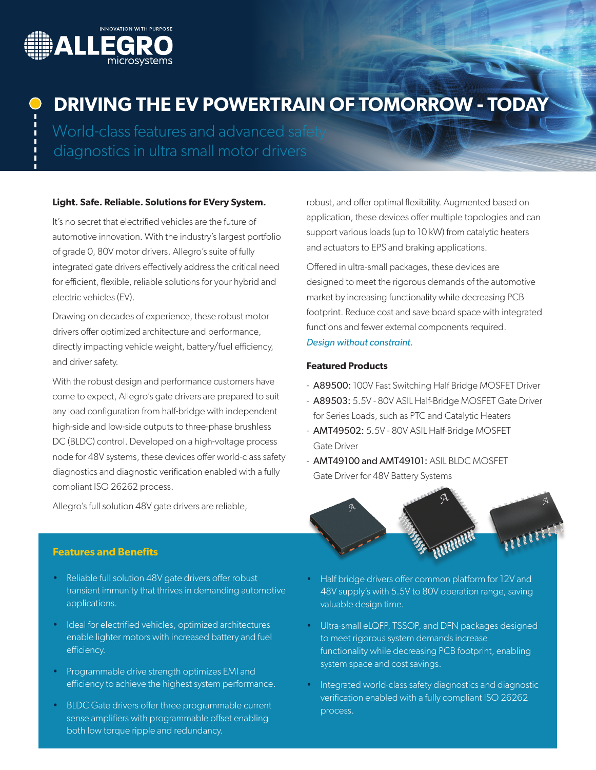# DRIVING THE EV POWERTRAIN OF TOMORROW - TODAY

## World-class features and advanced safety diagnostics in ultra small motor drivers

**Light. Safe. Reliable. Solutions for EVery System.**

It's no secret that electrified vehicles are the future of automotive innovation. With the industry's largest portfolio of grade 0, 80V motor drivers, Allegro's suite of fully integrated gate drivers effectively address the critical need for efficient, flexible, reliable solutions for your hybrid and electric vehicles (EV).

Drawing on decades of experience, these robust motor drivers offer optimized architecture and performance, directly impacting vehicle weight, battery/fuel efficiency, and driver safety.

With the robust design and performance customers have come to expect, Allegro's gate drivers are prepared to suit any load configuration from half-bridge with independent high-side and low-side outputs to three-phase brushless DC (BLDC) control. Developed on a high-voltage process node for 48V systems, these devices offer world-class safety diagnostics and diagnostic verification enabled with a fully compliant ISO 26262 process.

Allegro's full solution 48V gate drivers are reliable, robust, and offer optimal flexibility. Augmented based on application, these devices offer multiple topologies and can support various loads (up to 10 kW) from catalytic heaters and actuators to EPS and braking applications.

Offered in ultra-small packages, these devices are designed to meet the rigorous demands of the automotive market by increasing functionality while decreasing PCB footprint. Reduce cost and save board space with integrated functions and fewer external components required. *Design without constraint.*

**Featured Products**

- **A89500:** 100V Fast Switching Half Bridge MOSFET Driver
- **A89503:** 5.5V - 80V ASIL Half-Bridge MOSFET Gate Driver for Series Loads, such as PTC and Catalytic Heaters
- **AMT49502:** 5.5V - 80V ASIL Half-Bridge MOSFET Gate Driver
- **AMT49100 and AMT49101:** ASIL BLDC MOSFET Gate Driver for 48V Battery Systems

### Features and Benefits

- Reliable full solution 48V gate drivers offer robust transient immunity that thrives in demanding automotive applications.
- Ideal for electrified vehicles, optimized architectures enable lighter motors with increased battery and fuel efficiency.
- Programmable drive strength optimizes EMI and efficiency to achieve the highest system performance.
- BLDC Gate drivers offer three programmable current sense amplifiers with programmable offset enabling both low torque ripple and redundancy.
- Half bridge drivers offer common platform for 12V and 48V supply's with 5.5V to 80V operation range, saving valuable design time.
- Ultra-small eLQFP, TSSOP, and DFN packages designed to meet rigorous system demands increase functionality while decreasing PCB footprint, enabling system space and cost savings.
- Integrated world-class safety diagnostics and diagnostic verification enabled with a fully compliant ISO 26262 process.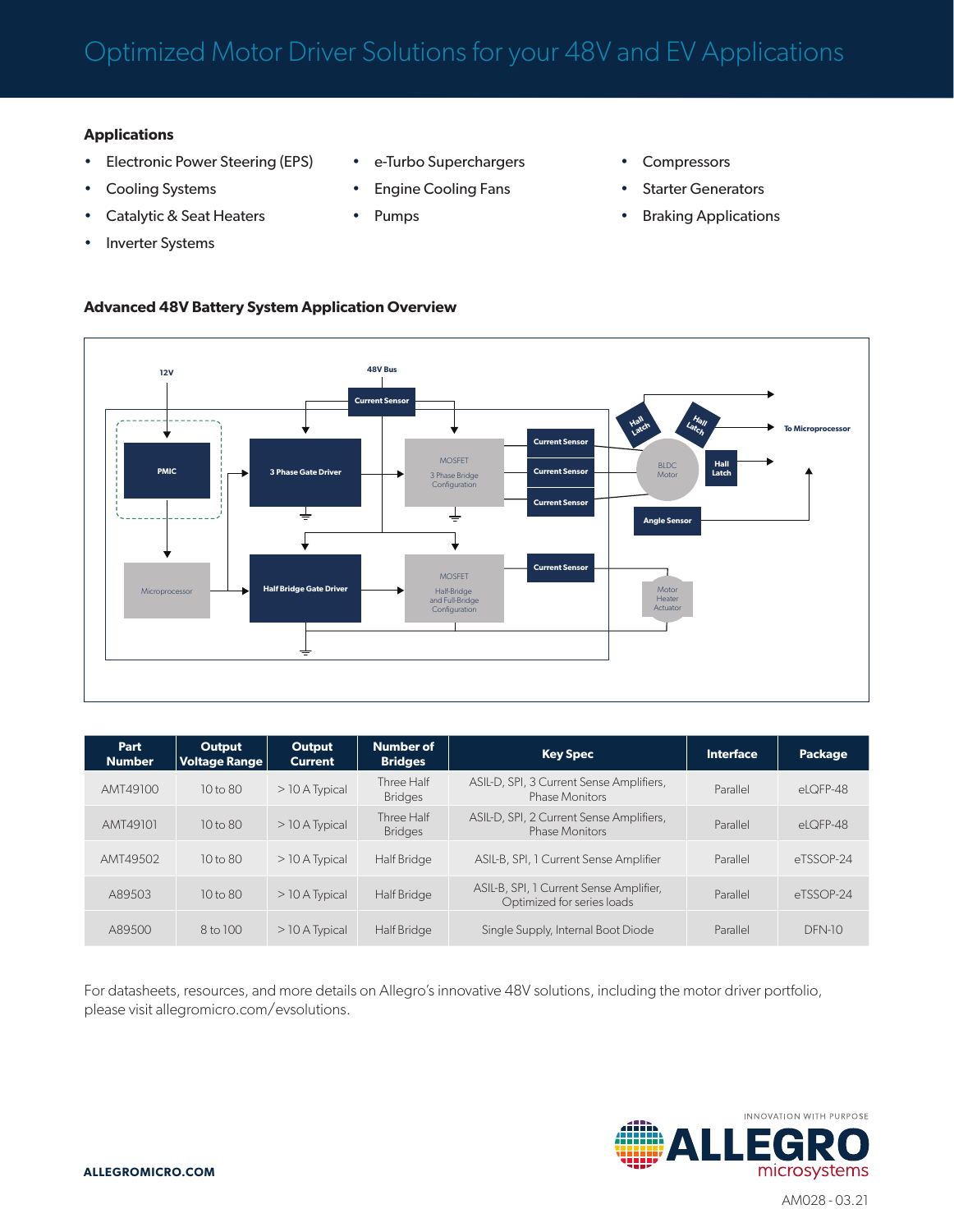# Optimized Motor Driver Solutions for your 48V and EV Applications

## Applications

- Electronic Power Steering (EPS)
- Cooling Systems
- Catalytic & Seat Heaters
- Inverter Systems
- e-Turbo Superchargers
- Engine Cooling Fans
- Pumps
- Compressors
- Starter Generators
- Braking Applications

## Advanced 48V Battery System Application Overview

12V
48V Bus
Current Sensor
PMIC
3 Phase Gate Driver
MOSFET 3 Phase Bridge Configuration
Current Sensor
Current Sensor
Current Sensor
Hall Latch
Hall Latch
Hall Latch
BLDC Motor
To Microprocessor
Angle Sensor
Microprocessor
Half Bridge Gate Driver
MOSFET Half-Bridge and Full-Bridge Configuration
Current Sensor
Motor Heater Actuator

| Part Number | Output Voltage Range | Output Current | Number of Bridges | Key Spec | Interface | Package |
|---|---|---|---|---|---|---|
| AMT49100 | 10 to 80 | > 10 A Typical | Three Half Bridges | ASIL-D, SPI, 3 Current Sense Amplifiers, Phase Monitors | Parallel | eLQFP-48 |
| AMT49101 | 10 to 80 | > 10 A Typical | Three Half Bridges | ASIL-D, SPI, 2 Current Sense Amplifiers, Phase Monitors | Parallel | eLQFP-48 |
| AMT49502 | 10 to 80 | > 10 A Typical | Half Bridge | ASIL-B, SPI, 1 Current Sense Amplifier | Parallel | eTSSOP-24 |
| A89503 | 10 to 80 | > 10 A Typical | Half Bridge | ASIL-B, SPI, 1 Current Sense Amplifier, Optimized for series loads | Parallel | eTSSOP-24 |
| A89500 | 8 to 100 | > 10 A Typical | Half Bridge | Single Supply, Internal Boot Diode | Parallel | DFN-10 |

For datasheets, resources, and more details on Allegro's innovative 48V solutions, including the motor driver portfolio, please visit allegromicro.com/evsolutions.

**ALLEGROMICRO.COM**

INNOVATION WITH PURPOSE
ALLEGRO microsystems

AM028 - 03.21